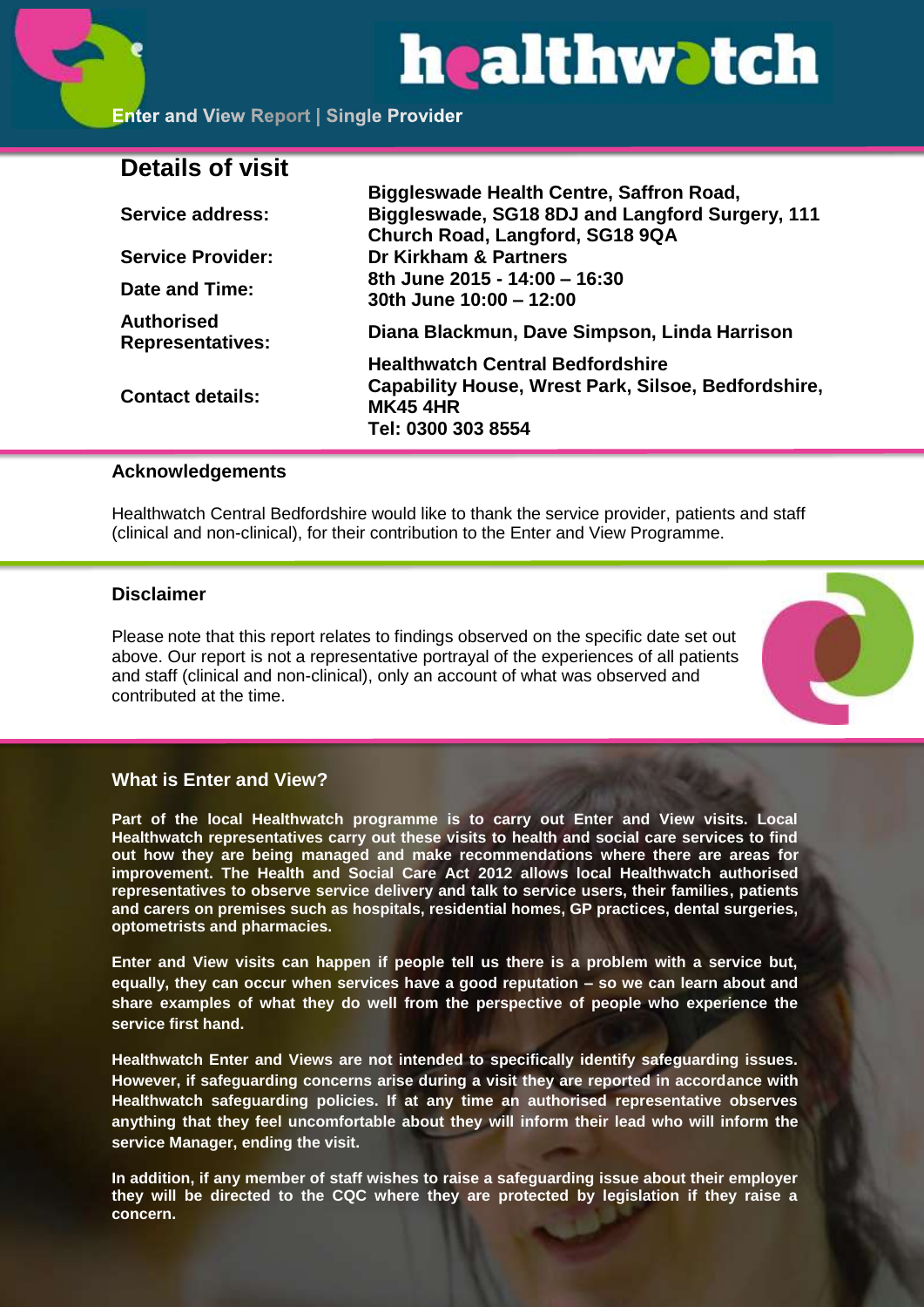# healthwatch

Enter and View Report | Single Provider

## Details of visit

| | |
|---|---|
| **Service address:** | **Biggleswade Health Centre, Saffron Road, Biggleswade, SG18 8DJ and Langford Surgery, 111 Church Road, Langford, SG18 9QA** |
| **Service Provider:** | **Dr Kirkham & Partners** |
| **Date and Time:** | **8th June 2015 - 14:00 – 16:30**<br>**30th June 10:00 – 12:00** |
| **Authorised Representatives:** | **Diana Blackmun, Dave Simpson, Linda Harrison** |
| **Contact details:** | **Healthwatch Central Bedfordshire**<br>**Capability House, Wrest Park, Silsoe, Bedfordshire, MK45 4HR**<br>**Tel: 0300 303 8554** |

### Acknowledgements

Healthwatch Central Bedfordshire would like to thank the service provider, patients and staff (clinical and non-clinical), for their contribution to the Enter and View Programme.

### Disclaimer

Please note that this report relates to findings observed on the specific date set out above. Our report is not a representative portrayal of the experiences of all patients and staff (clinical and non-clinical), only an account of what was observed and contributed at the time.

### What is Enter and View?

**Part of the local Healthwatch programme is to carry out Enter and View visits. Local Healthwatch representatives carry out these visits to health and social care services to find out how they are being managed and make recommendations where there are areas for improvement. The Health and Social Care Act 2012 allows local Healthwatch authorised representatives to observe service delivery and talk to service users, their families, patients and carers on premises such as hospitals, residential homes, GP practices, dental surgeries, optometrists and pharmacies.**

**Enter and View visits can happen if people tell us there is a problem with a service but, equally, they can occur when services have a good reputation – so we can learn about and share examples of what they do well from the perspective of people who experience the service first hand.**

**Healthwatch Enter and Views are not intended to specifically identify safeguarding issues. However, if safeguarding concerns arise during a visit they are reported in accordance with Healthwatch safeguarding policies. If at any time an authorised representative observes anything that they feel uncomfortable about they will inform their lead who will inform the service Manager, ending the visit.**

**In addition, if any member of staff wishes to raise a safeguarding issue about their employer they will be directed to the CQC where they are protected by legislation if they raise a concern.**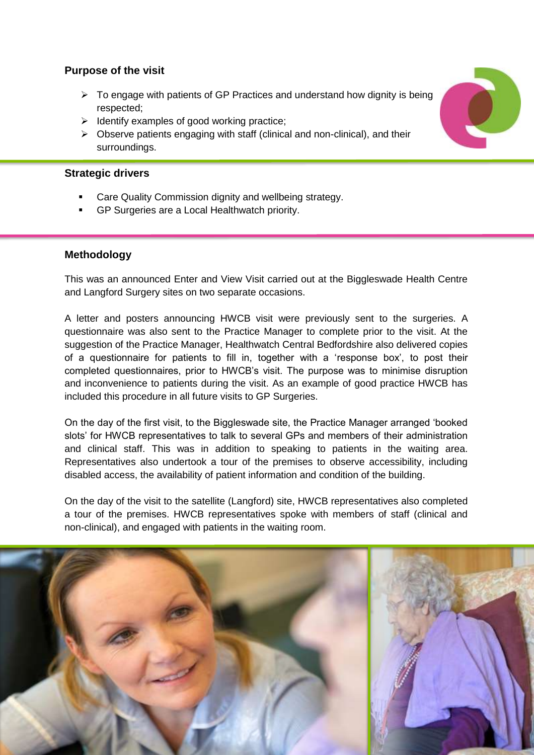## Purpose of the visit

- To engage with patients of GP Practices and understand how dignity is being respected;
- Identify examples of good working practice;
- Observe patients engaging with staff (clinical and non-clinical), and their surroundings.

## Strategic drivers

- Care Quality Commission dignity and wellbeing strategy.
- GP Surgeries are a Local Healthwatch priority.

## Methodology

This was an announced Enter and View Visit carried out at the Biggleswade Health Centre and Langford Surgery sites on two separate occasions.

A letter and posters announcing HWCB visit were previously sent to the surgeries. A questionnaire was also sent to the Practice Manager to complete prior to the visit. At the suggestion of the Practice Manager, Healthwatch Central Bedfordshire also delivered copies of a questionnaire for patients to fill in, together with a 'response box', to post their completed questionnaires, prior to HWCB's visit. The purpose was to minimise disruption and inconvenience to patients during the visit. As an example of good practice HWCB has included this procedure in all future visits to GP Surgeries.

On the day of the first visit, to the Biggleswade site, the Practice Manager arranged 'booked slots' for HWCB representatives to talk to several GPs and members of their administration and clinical staff. This was in addition to speaking to patients in the waiting area. Representatives also undertook a tour of the premises to observe accessibility, including disabled access, the availability of patient information and condition of the building.

On the day of the visit to the satellite (Langford) site, HWCB representatives also completed a tour of the premises. HWCB representatives spoke with members of staff (clinical and non-clinical), and engaged with patients in the waiting room.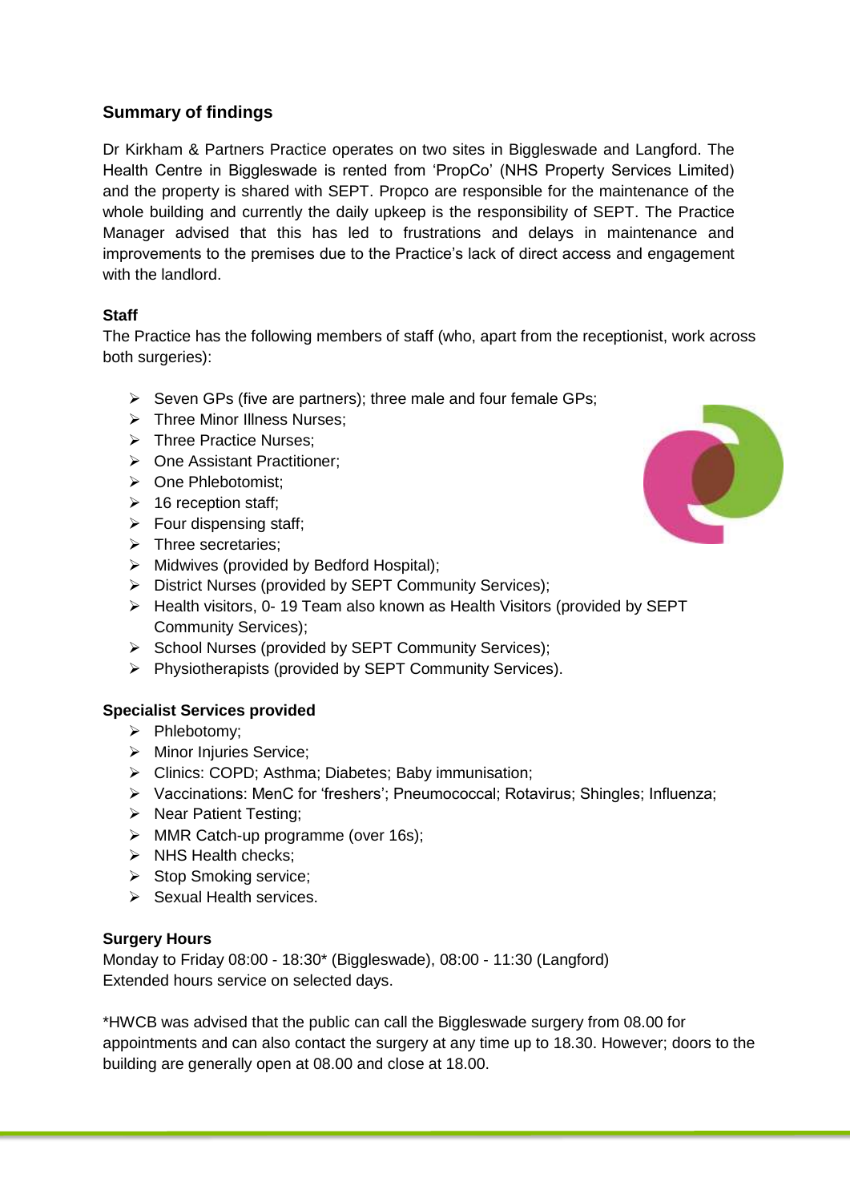## Summary of findings

Dr Kirkham & Partners Practice operates on two sites in Biggleswade and Langford. The Health Centre in Biggleswade is rented from 'PropCo' (NHS Property Services Limited) and the property is shared with SEPT. Propco are responsible for the maintenance of the whole building and currently the daily upkeep is the responsibility of SEPT. The Practice Manager advised that this has led to frustrations and delays in maintenance and improvements to the premises due to the Practice's lack of direct access and engagement with the landlord.

### Staff

The Practice has the following members of staff (who, apart from the receptionist, work across both surgeries):

- Seven GPs (five are partners); three male and four female GPs;
- Three Minor Illness Nurses;
- Three Practice Nurses;
- One Assistant Practitioner;
- One Phlebotomist;
- 16 reception staff;
- Four dispensing staff;
- Three secretaries;
- Midwives (provided by Bedford Hospital);
- District Nurses (provided by SEPT Community Services);
- Health visitors, 0- 19 Team also known as Health Visitors (provided by SEPT Community Services);
- School Nurses (provided by SEPT Community Services);
- Physiotherapists (provided by SEPT Community Services).

### Specialist Services provided

- Phlebotomy;
- Minor Injuries Service;
- Clinics: COPD; Asthma; Diabetes; Baby immunisation;
- Vaccinations: MenC for 'freshers'; Pneumococcal; Rotavirus; Shingles; Influenza;
- Near Patient Testing;
- MMR Catch-up programme (over 16s);
- NHS Health checks;
- Stop Smoking service;
- Sexual Health services.

### Surgery Hours

Monday to Friday 08:00 - 18:30* (Biggleswade), 08:00 - 11:30 (Langford)
Extended hours service on selected days.

*HWCB was advised that the public can call the Biggleswade surgery from 08.00 for appointments and can also contact the surgery at any time up to 18.30. However; doors to the building are generally open at 08.00 and close at 18.00.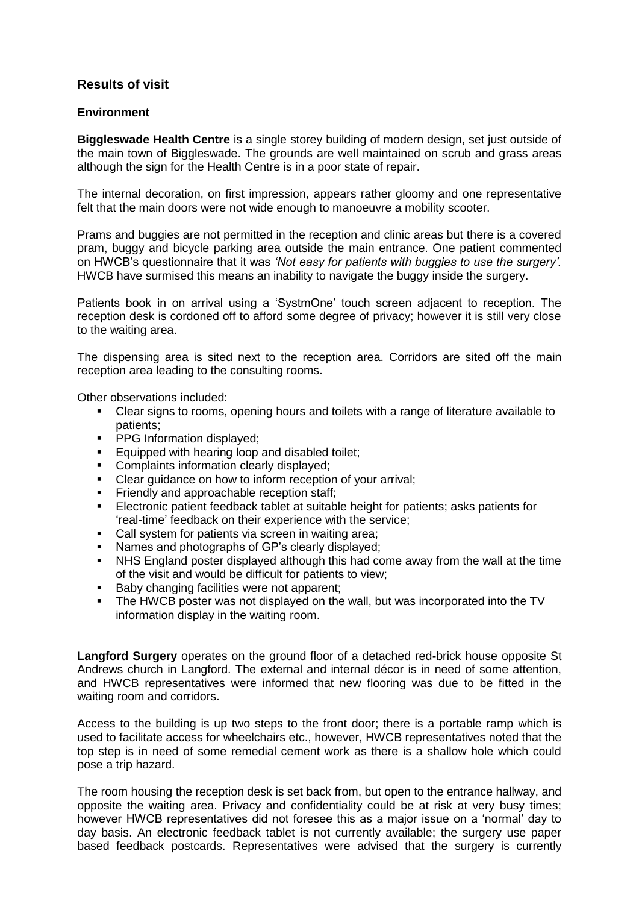## Results of visit

### Environment

**Biggleswade Health Centre** is a single storey building of modern design, set just outside of the main town of Biggleswade. The grounds are well maintained on scrub and grass areas although the sign for the Health Centre is in a poor state of repair.

The internal decoration, on first impression, appears rather gloomy and one representative felt that the main doors were not wide enough to manoeuvre a mobility scooter.

Prams and buggies are not permitted in the reception and clinic areas but there is a covered pram, buggy and bicycle parking area outside the main entrance. One patient commented on HWCB's questionnaire that it was *'Not easy for patients with buggies to use the surgery'.* HWCB have surmised this means an inability to navigate the buggy inside the surgery.

Patients book in on arrival using a 'SystmOne' touch screen adjacent to reception. The reception desk is cordoned off to afford some degree of privacy; however it is still very close to the waiting area.

The dispensing area is sited next to the reception area. Corridors are sited off the main reception area leading to the consulting rooms.

Other observations included:

- Clear signs to rooms, opening hours and toilets with a range of literature available to patients;
- PPG Information displayed;
- Equipped with hearing loop and disabled toilet;
- Complaints information clearly displayed;
- Clear guidance on how to inform reception of your arrival;
- Friendly and approachable reception staff;
- Electronic patient feedback tablet at suitable height for patients; asks patients for 'real-time' feedback on their experience with the service;
- Call system for patients via screen in waiting area;
- Names and photographs of GP's clearly displayed;
- NHS England poster displayed although this had come away from the wall at the time of the visit and would be difficult for patients to view;
- Baby changing facilities were not apparent;
- The HWCB poster was not displayed on the wall, but was incorporated into the TV information display in the waiting room.

**Langford Surgery** operates on the ground floor of a detached red-brick house opposite St Andrews church in Langford. The external and internal décor is in need of some attention, and HWCB representatives were informed that new flooring was due to be fitted in the waiting room and corridors.

Access to the building is up two steps to the front door; there is a portable ramp which is used to facilitate access for wheelchairs etc., however, HWCB representatives noted that the top step is in need of some remedial cement work as there is a shallow hole which could pose a trip hazard.

The room housing the reception desk is set back from, but open to the entrance hallway, and opposite the waiting area. Privacy and confidentiality could be at risk at very busy times; however HWCB representatives did not foresee this as a major issue on a 'normal' day to day basis. An electronic feedback tablet is not currently available; the surgery use paper based feedback postcards. Representatives were advised that the surgery is currently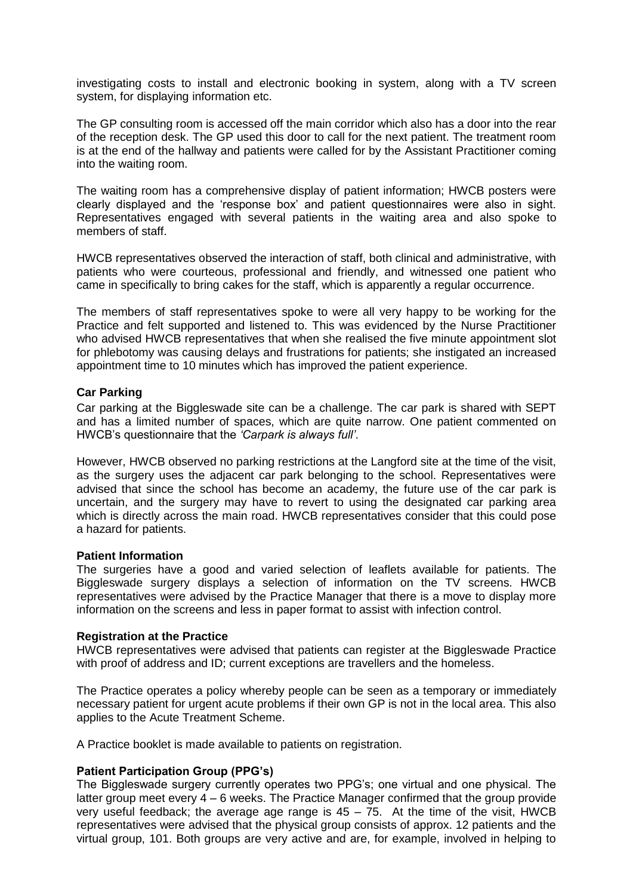investigating costs to install and electronic booking in system, along with a TV screen system, for displaying information etc.

The GP consulting room is accessed off the main corridor which also has a door into the rear of the reception desk. The GP used this door to call for the next patient. The treatment room is at the end of the hallway and patients were called for by the Assistant Practitioner coming into the waiting room.

The waiting room has a comprehensive display of patient information; HWCB posters were clearly displayed and the 'response box' and patient questionnaires were also in sight. Representatives engaged with several patients in the waiting area and also spoke to members of staff.

HWCB representatives observed the interaction of staff, both clinical and administrative, with patients who were courteous, professional and friendly, and witnessed one patient who came in specifically to bring cakes for the staff, which is apparently a regular occurrence.

The members of staff representatives spoke to were all very happy to be working for the Practice and felt supported and listened to. This was evidenced by the Nurse Practitioner who advised HWCB representatives that when she realised the five minute appointment slot for phlebotomy was causing delays and frustrations for patients; she instigated an increased appointment time to 10 minutes which has improved the patient experience.

**Car Parking**

Car parking at the Biggleswade site can be a challenge. The car park is shared with SEPT and has a limited number of spaces, which are quite narrow. One patient commented on HWCB's questionnaire that the *'Carpark is always full'*.

However, HWCB observed no parking restrictions at the Langford site at the time of the visit, as the surgery uses the adjacent car park belonging to the school. Representatives were advised that since the school has become an academy, the future use of the car park is uncertain, and the surgery may have to revert to using the designated car parking area which is directly across the main road. HWCB representatives consider that this could pose a hazard for patients.

**Patient Information**

The surgeries have a good and varied selection of leaflets available for patients. The Biggleswade surgery displays a selection of information on the TV screens. HWCB representatives were advised by the Practice Manager that there is a move to display more information on the screens and less in paper format to assist with infection control.

**Registration at the Practice**

HWCB representatives were advised that patients can register at the Biggleswade Practice with proof of address and ID; current exceptions are travellers and the homeless.

The Practice operates a policy whereby people can be seen as a temporary or immediately necessary patient for urgent acute problems if their own GP is not in the local area. This also applies to the Acute Treatment Scheme.

A Practice booklet is made available to patients on registration.

**Patient Participation Group (PPG's)**

The Biggleswade surgery currently operates two PPG's; one virtual and one physical. The latter group meet every 4 – 6 weeks. The Practice Manager confirmed that the group provide very useful feedback; the average age range is 45 – 75. At the time of the visit, HWCB representatives were advised that the physical group consists of approx. 12 patients and the virtual group, 101. Both groups are very active and are, for example, involved in helping to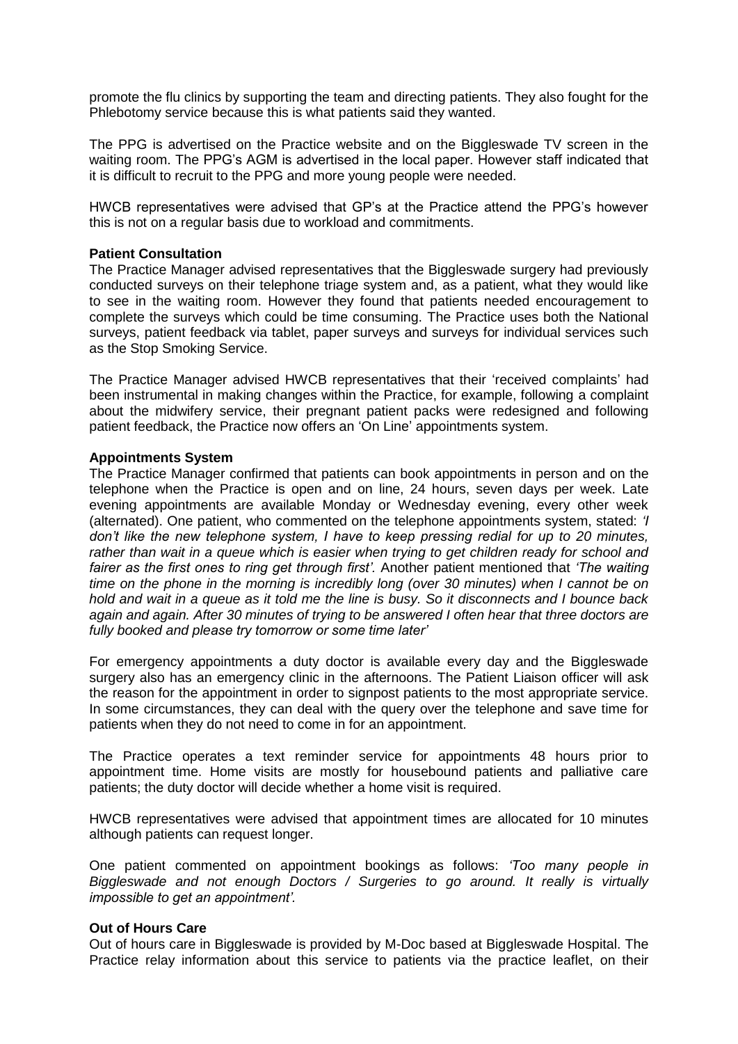promote the flu clinics by supporting the team and directing patients. They also fought for the Phlebotomy service because this is what patients said they wanted.

The PPG is advertised on the Practice website and on the Biggleswade TV screen in the waiting room. The PPG's AGM is advertised in the local paper. However staff indicated that it is difficult to recruit to the PPG and more young people were needed.

HWCB representatives were advised that GP's at the Practice attend the PPG's however this is not on a regular basis due to workload and commitments.

**Patient Consultation**

The Practice Manager advised representatives that the Biggleswade surgery had previously conducted surveys on their telephone triage system and, as a patient, what they would like to see in the waiting room. However they found that patients needed encouragement to complete the surveys which could be time consuming. The Practice uses both the National surveys, patient feedback via tablet, paper surveys and surveys for individual services such as the Stop Smoking Service.

The Practice Manager advised HWCB representatives that their 'received complaints' had been instrumental in making changes within the Practice, for example, following a complaint about the midwifery service, their pregnant patient packs were redesigned and following patient feedback, the Practice now offers an 'On Line' appointments system.

**Appointments System**

The Practice Manager confirmed that patients can book appointments in person and on the telephone when the Practice is open and on line, 24 hours, seven days per week. Late evening appointments are available Monday or Wednesday evening, every other week (alternated). One patient, who commented on the telephone appointments system, stated: *'I don't like the new telephone system, I have to keep pressing redial for up to 20 minutes, rather than wait in a queue which is easier when trying to get children ready for school and fairer as the first ones to ring get through first'.* Another patient mentioned that *'The waiting time on the phone in the morning is incredibly long (over 30 minutes) when I cannot be on hold and wait in a queue as it told me the line is busy. So it disconnects and I bounce back again and again. After 30 minutes of trying to be answered I often hear that three doctors are fully booked and please try tomorrow or some time later'*

For emergency appointments a duty doctor is available every day and the Biggleswade surgery also has an emergency clinic in the afternoons. The Patient Liaison officer will ask the reason for the appointment in order to signpost patients to the most appropriate service. In some circumstances, they can deal with the query over the telephone and save time for patients when they do not need to come in for an appointment.

The Practice operates a text reminder service for appointments 48 hours prior to appointment time. Home visits are mostly for housebound patients and palliative care patients; the duty doctor will decide whether a home visit is required.

HWCB representatives were advised that appointment times are allocated for 10 minutes although patients can request longer.

One patient commented on appointment bookings as follows: *'Too many people in Biggleswade and not enough Doctors / Surgeries to go around. It really is virtually impossible to get an appointment'.*

**Out of Hours Care**

Out of hours care in Biggleswade is provided by M-Doc based at Biggleswade Hospital. The Practice relay information about this service to patients via the practice leaflet, on their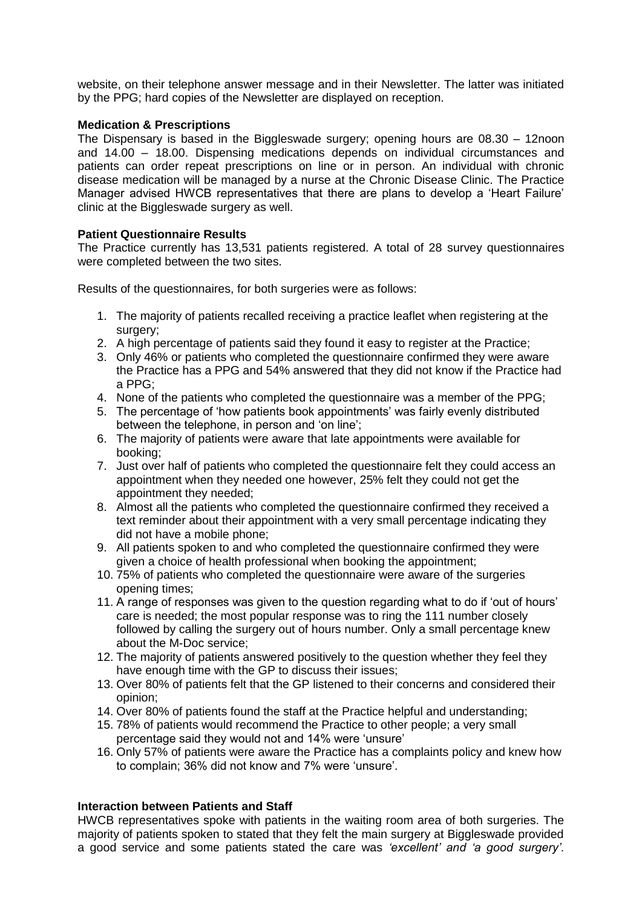website, on their telephone answer message and in their Newsletter. The latter was initiated by the PPG; hard copies of the Newsletter are displayed on reception.

**Medication & Prescriptions**

The Dispensary is based in the Biggleswade surgery; opening hours are 08.30 – 12noon and 14.00 – 18.00. Dispensing medications depends on individual circumstances and patients can order repeat prescriptions on line or in person. An individual with chronic disease medication will be managed by a nurse at the Chronic Disease Clinic. The Practice Manager advised HWCB representatives that there are plans to develop a 'Heart Failure' clinic at the Biggleswade surgery as well.

**Patient Questionnaire Results**

The Practice currently has 13,531 patients registered. A total of 28 survey questionnaires were completed between the two sites.

Results of the questionnaires, for both surgeries were as follows:

1. The majority of patients recalled receiving a practice leaflet when registering at the surgery;
2. A high percentage of patients said they found it easy to register at the Practice;
3. Only 46% or patients who completed the questionnaire confirmed they were aware the Practice has a PPG and 54% answered that they did not know if the Practice had a PPG;
4. None of the patients who completed the questionnaire was a member of the PPG;
5. The percentage of 'how patients book appointments' was fairly evenly distributed between the telephone, in person and 'on line';
6. The majority of patients were aware that late appointments were available for booking;
7. Just over half of patients who completed the questionnaire felt they could access an appointment when they needed one however, 25% felt they could not get the appointment they needed;
8. Almost all the patients who completed the questionnaire confirmed they received a text reminder about their appointment with a very small percentage indicating they did not have a mobile phone;
9. All patients spoken to and who completed the questionnaire confirmed they were given a choice of health professional when booking the appointment;
10. 75% of patients who completed the questionnaire were aware of the surgeries opening times;
11. A range of responses was given to the question regarding what to do if 'out of hours' care is needed; the most popular response was to ring the 111 number closely followed by calling the surgery out of hours number. Only a small percentage knew about the M-Doc service;
12. The majority of patients answered positively to the question whether they feel they have enough time with the GP to discuss their issues;
13. Over 80% of patients felt that the GP listened to their concerns and considered their opinion;
14. Over 80% of patients found the staff at the Practice helpful and understanding;
15. 78% of patients would recommend the Practice to other people; a very small percentage said they would not and 14% were 'unsure'
16. Only 57% of patients were aware the Practice has a complaints policy and knew how to complain; 36% did not know and 7% were 'unsure'.

**Interaction between Patients and Staff**

HWCB representatives spoke with patients in the waiting room area of both surgeries. The majority of patients spoken to stated that they felt the main surgery at Biggleswade provided a good service and some patients stated the care was *'excellent' and 'a good surgery'*.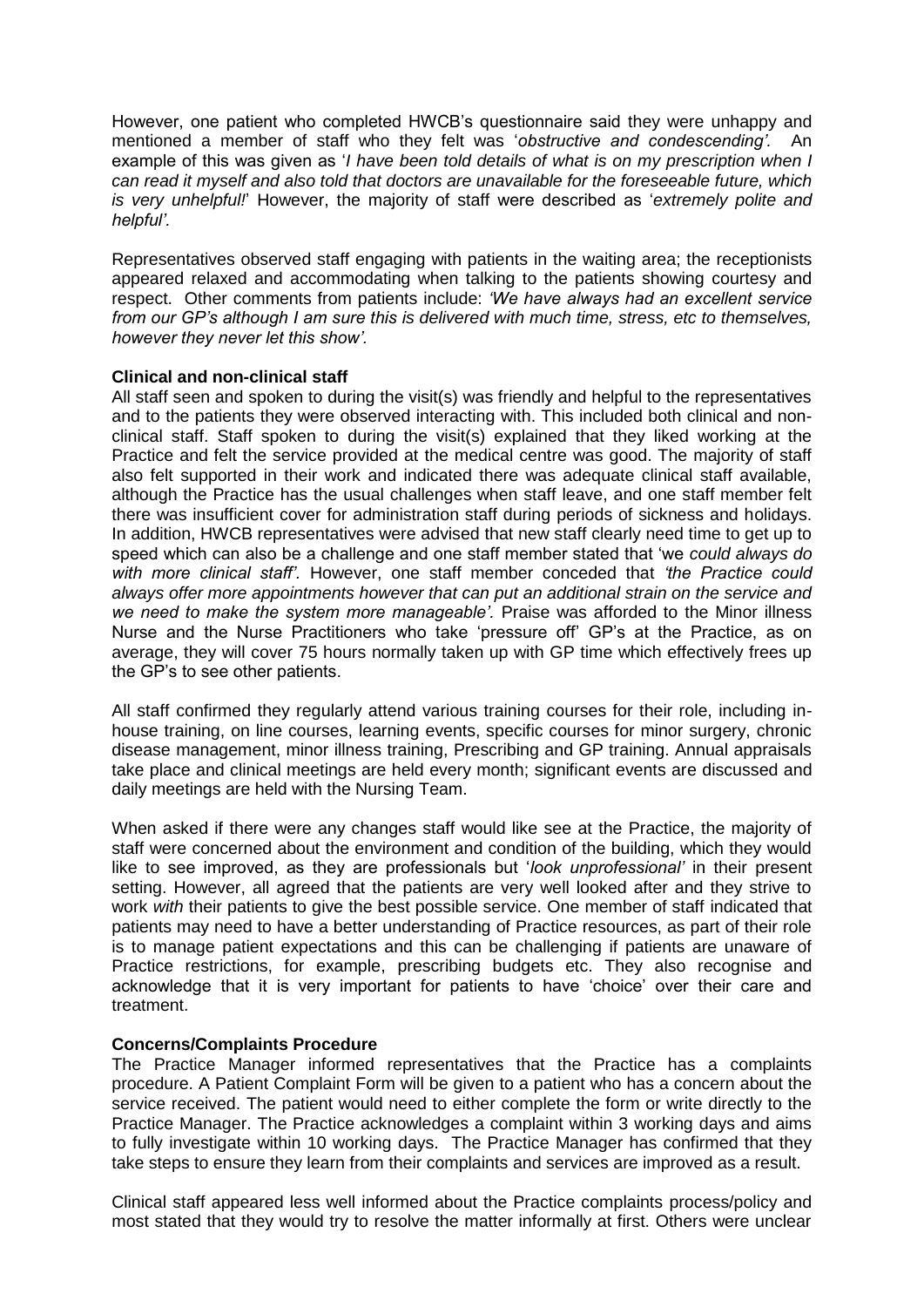However, one patient who completed HWCB's questionnaire said they were unhappy and mentioned a member of staff who they felt was '*obstructive and condescending'*. An example of this was given as '*I have been told details of what is on my prescription when I can read it myself and also told that doctors are unavailable for the foreseeable future, which is very unhelpful!*' However, the majority of staff were described as '*extremely polite and helpful'*.

Representatives observed staff engaging with patients in the waiting area; the receptionists appeared relaxed and accommodating when talking to the patients showing courtesy and respect. Other comments from patients include: *'We have always had an excellent service from our GP's although I am sure this is delivered with much time, stress, etc to themselves, however they never let this show'*.

**Clinical and non-clinical staff**

All staff seen and spoken to during the visit(s) was friendly and helpful to the representatives and to the patients they were observed interacting with. This included both clinical and non-clinical staff. Staff spoken to during the visit(s) explained that they liked working at the Practice and felt the service provided at the medical centre was good. The majority of staff also felt supported in their work and indicated there was adequate clinical staff available, although the Practice has the usual challenges when staff leave, and one staff member felt there was insufficient cover for administration staff during periods of sickness and holidays. In addition, HWCB representatives were advised that new staff clearly need time to get up to speed which can also be a challenge and one staff member stated that 'we *could always do with more clinical staff'*. However, one staff member conceded that *'the Practice could always offer more appointments however that can put an additional strain on the service and we need to make the system more manageable'*. Praise was afforded to the Minor illness Nurse and the Nurse Practitioners who take 'pressure off' GP's at the Practice, as on average, they will cover 75 hours normally taken up with GP time which effectively frees up the GP's to see other patients.

All staff confirmed they regularly attend various training courses for their role, including in-house training, on line courses, learning events, specific courses for minor surgery, chronic disease management, minor illness training, Prescribing and GP training. Annual appraisals take place and clinical meetings are held every month; significant events are discussed and daily meetings are held with the Nursing Team.

When asked if there were any changes staff would like see at the Practice, the majority of staff were concerned about the environment and condition of the building, which they would like to see improved, as they are professionals but '*look unprofessional'* in their present setting. However, all agreed that the patients are very well looked after and they strive to work *with* their patients to give the best possible service. One member of staff indicated that patients may need to have a better understanding of Practice resources, as part of their role is to manage patient expectations and this can be challenging if patients are unaware of Practice restrictions, for example, prescribing budgets etc. They also recognise and acknowledge that it is very important for patients to have 'choice' over their care and treatment.

**Concerns/Complaints Procedure**

The Practice Manager informed representatives that the Practice has a complaints procedure. A Patient Complaint Form will be given to a patient who has a concern about the service received. The patient would need to either complete the form or write directly to the Practice Manager. The Practice acknowledges a complaint within 3 working days and aims to fully investigate within 10 working days. The Practice Manager has confirmed that they take steps to ensure they learn from their complaints and services are improved as a result.

Clinical staff appeared less well informed about the Practice complaints process/policy and most stated that they would try to resolve the matter informally at first. Others were unclear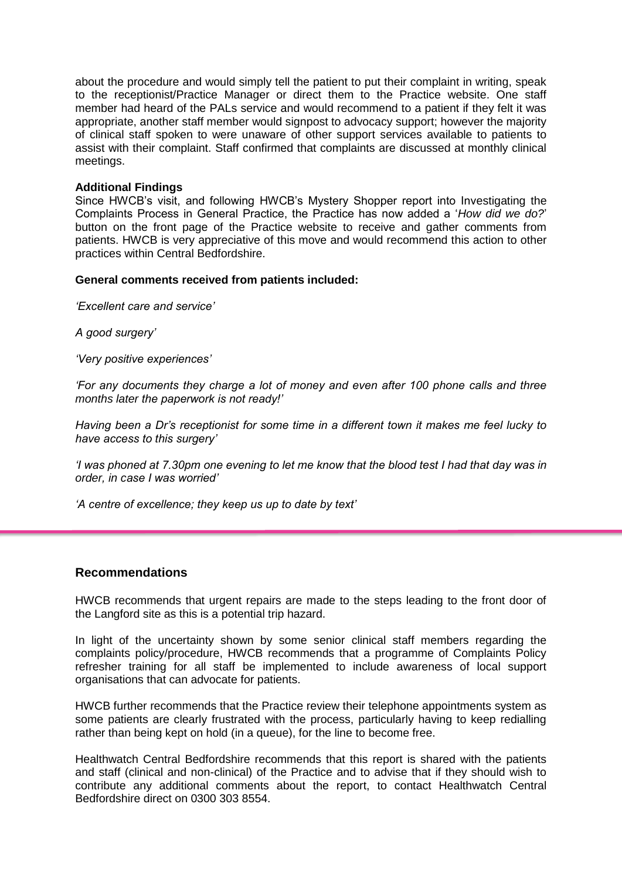about the procedure and would simply tell the patient to put their complaint in writing, speak to the receptionist/Practice Manager or direct them to the Practice website. One staff member had heard of the PALs service and would recommend to a patient if they felt it was appropriate, another staff member would signpost to advocacy support; however the majority of clinical staff spoken to were unaware of other support services available to patients to assist with their complaint. Staff confirmed that complaints are discussed at monthly clinical meetings.

**Additional Findings**

Since HWCB's visit, and following HWCB's Mystery Shopper report into Investigating the Complaints Process in General Practice, the Practice has now added a '*How did we do?*' button on the front page of the Practice website to receive and gather comments from patients. HWCB is very appreciative of this move and would recommend this action to other practices within Central Bedfordshire.

**General comments received from patients included:**

*'Excellent care and service'*

*A good surgery'*

*'Very positive experiences'*

*'For any documents they charge a lot of money and even after 100 phone calls and three months later the paperwork is not ready!'*

*Having been a Dr's receptionist for some time in a different town it makes me feel lucky to have access to this surgery'*

*'I was phoned at 7.30pm one evening to let me know that the blood test I had that day was in order, in case I was worried'*

*'A centre of excellence; they keep us up to date by text'*

## Recommendations

HWCB recommends that urgent repairs are made to the steps leading to the front door of the Langford site as this is a potential trip hazard.

In light of the uncertainty shown by some senior clinical staff members regarding the complaints policy/procedure, HWCB recommends that a programme of Complaints Policy refresher training for all staff be implemented to include awareness of local support organisations that can advocate for patients.

HWCB further recommends that the Practice review their telephone appointments system as some patients are clearly frustrated with the process, particularly having to keep redialling rather than being kept on hold (in a queue), for the line to become free.

Healthwatch Central Bedfordshire recommends that this report is shared with the patients and staff (clinical and non-clinical) of the Practice and to advise that if they should wish to contribute any additional comments about the report, to contact Healthwatch Central Bedfordshire direct on 0300 303 8554.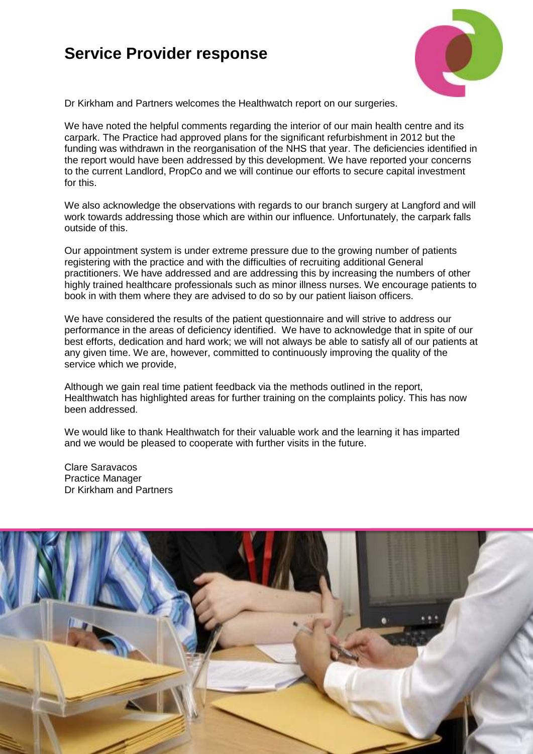# Service Provider response

Dr Kirkham and Partners welcomes the Healthwatch report on our surgeries.

We have noted the helpful comments regarding the interior of our main health centre and its carpark. The Practice had approved plans for the significant refurbishment in 2012 but the funding was withdrawn in the reorganisation of the NHS that year. The deficiencies identified in the report would have been addressed by this development. We have reported your concerns to the current Landlord, PropCo and we will continue our efforts to secure capital investment for this.

We also acknowledge the observations with regards to our branch surgery at Langford and will work towards addressing those which are within our influence. Unfortunately, the carpark falls outside of this.

Our appointment system is under extreme pressure due to the growing number of patients registering with the practice and with the difficulties of recruiting additional General practitioners. We have addressed and are addressing this by increasing the numbers of other highly trained healthcare professionals such as minor illness nurses. We encourage patients to book in with them where they are advised to do so by our patient liaison officers.

We have considered the results of the patient questionnaire and will strive to address our performance in the areas of deficiency identified. We have to acknowledge that in spite of our best efforts, dedication and hard work; we will not always be able to satisfy all of our patients at any given time. We are, however, committed to continuously improving the quality of the service which we provide,

Although we gain real time patient feedback via the methods outlined in the report, Healthwatch has highlighted areas for further training on the complaints policy. This has now been addressed.

We would like to thank Healthwatch for their valuable work and the learning it has imparted and we would be pleased to cooperate with further visits in the future.

Clare Saravacos
Practice Manager
Dr Kirkham and Partners